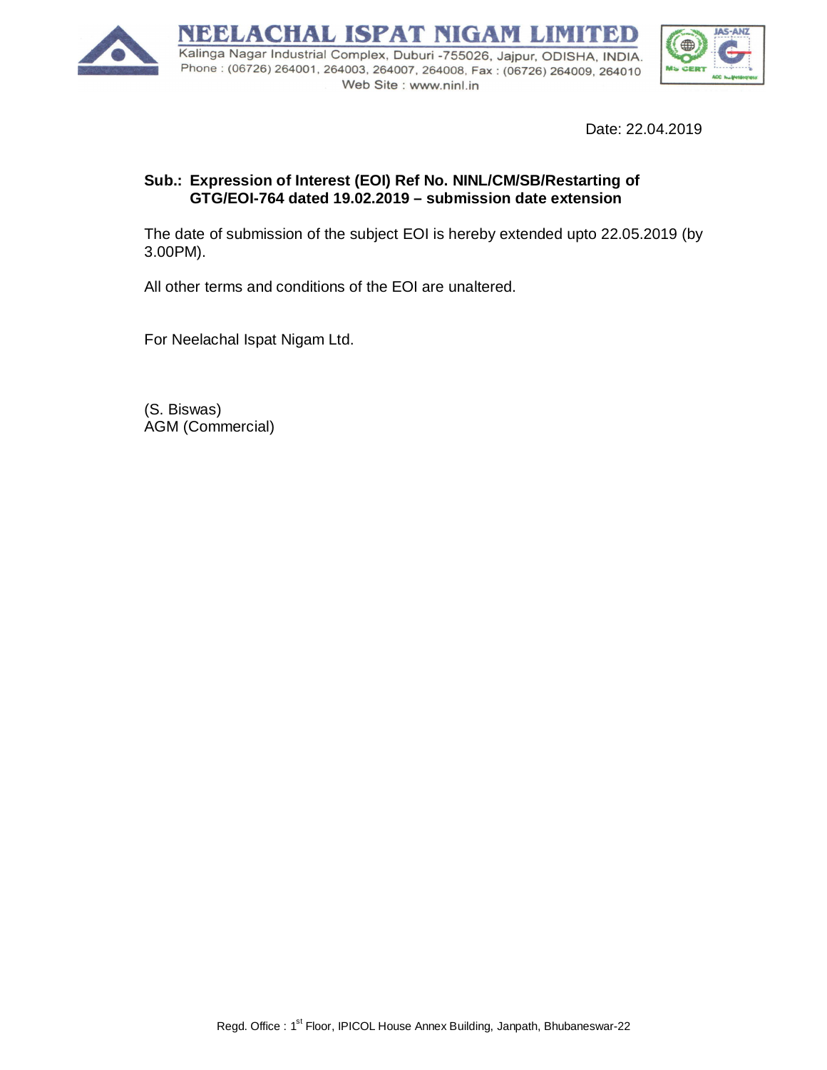# NEELACHAL ISPAT NIGAM LIMITED

Kalinga Nagar Industrial Complex, Duburi -755026, Jajpur, ODISHA, INDIA.
Phone : (06726) 264001, 264003, 264007, 264008, Fax : (06726) 264009, 264010
Web Site : www.ninl.in

Date: 22.04.2019

**Sub.: Expression of Interest (EOI) Ref No. NINL/CM/SB/Restarting of GTG/EOI-764 dated 19.02.2019 – submission date extension**

The date of submission of the subject EOI is hereby extended upto 22.05.2019 (by 3.00PM).

All other terms and conditions of the EOI are unaltered.

For Neelachal Ispat Nigam Ltd.

(S. Biswas)
AGM (Commercial)

Regd. Office : 1st Floor, IPICOL House Annex Building, Janpath, Bhubaneswar-22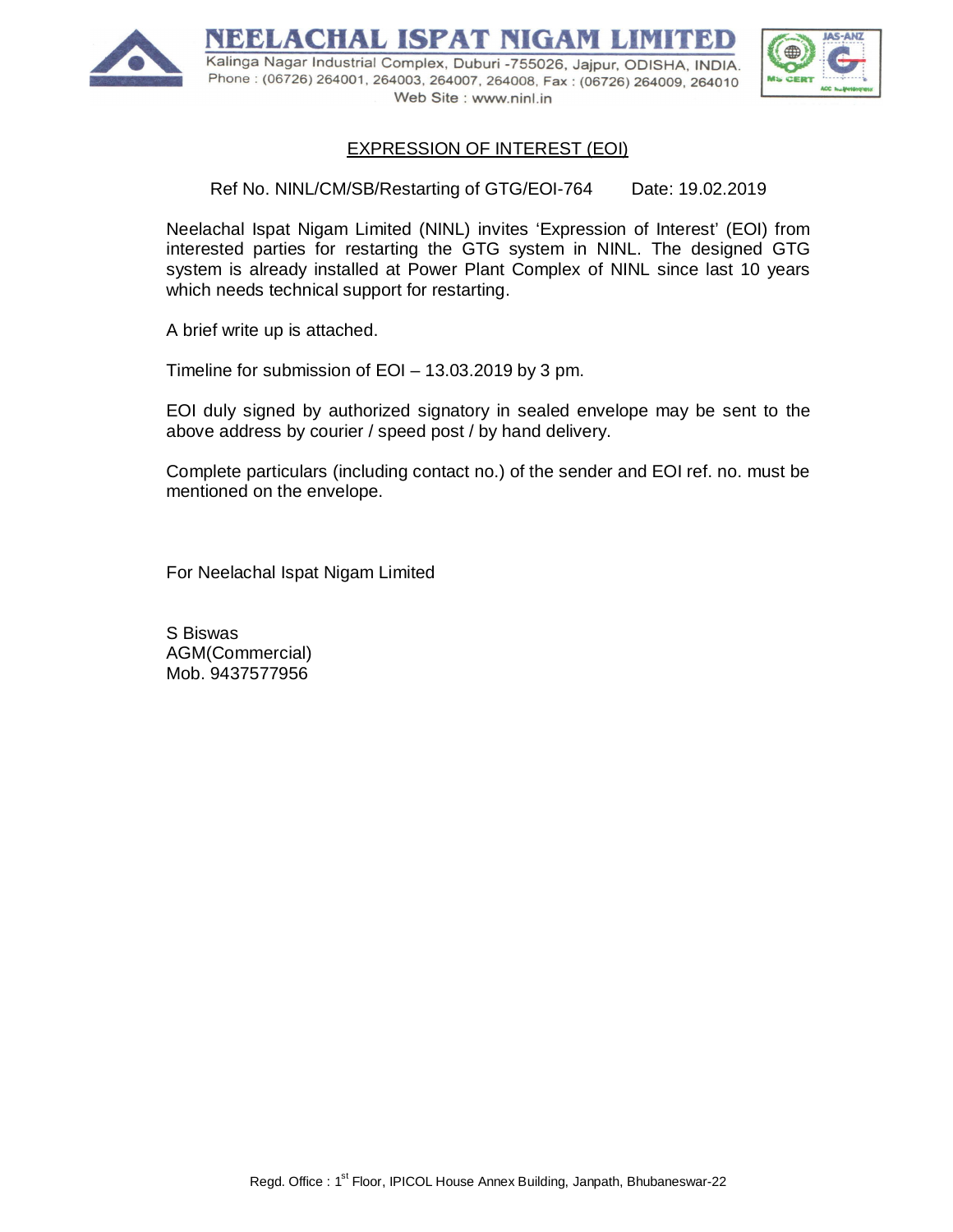# NEELACHAL ISPAT NIGAM LIMITED

Kalinga Nagar Industrial Complex, Duburi -755026, Jajpur, ODISHA, INDIA.
Phone : (06726) 264001, 264003, 264007, 264008, Fax : (06726) 264009, 264010
Web Site : www.ninl.in

## EXPRESSION OF INTEREST (EOI)

Ref No. NINL/CM/SB/Restarting of GTG/EOI-764 Date: 19.02.2019

Neelachal Ispat Nigam Limited (NINL) invites 'Expression of Interest' (EOI) from interested parties for restarting the GTG system in NINL. The designed GTG system is already installed at Power Plant Complex of NINL since last 10 years which needs technical support for restarting.

A brief write up is attached.

Timeline for submission of EOI – 13.03.2019 by 3 pm.

EOI duly signed by authorized signatory in sealed envelope may be sent to the above address by courier / speed post / by hand delivery.

Complete particulars (including contact no.) of the sender and EOI ref. no. must be mentioned on the envelope.

For Neelachal Ispat Nigam Limited

S Biswas
AGM(Commercial)
Mob. 9437577956

Regd. Office : 1st Floor, IPICOL House Annex Building, Janpath, Bhubaneswar-22